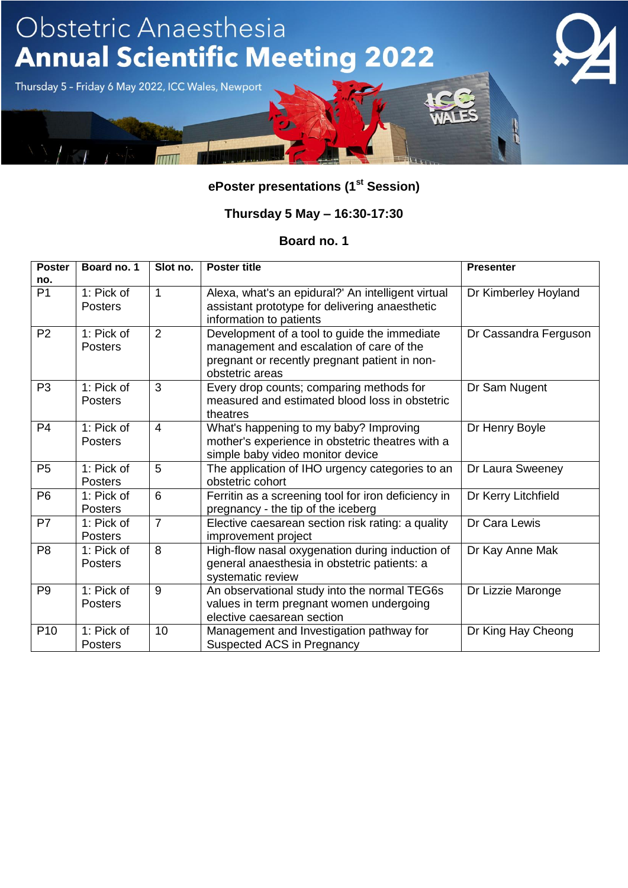# Obstetric Anaesthesia Annual Scientific Meeting 2022

Thursday 5 - Friday 6 May 2022, ICC Wales, Newport

## ePoster presentations (1st Session)

### Thursday 5 May – 16:30-17:30

### Board no. 1

| Poster no. | Board no. 1 | Slot no. | Poster title | Presenter |
|---|---|---|---|---|
| P1 | 1: Pick of Posters | 1 | Alexa, what's an epidural?' An intelligent virtual assistant prototype for delivering anaesthetic information to patients | Dr Kimberley Hoyland |
| P2 | 1: Pick of Posters | 2 | Development of a tool to guide the immediate management and escalation of care of the pregnant or recently pregnant patient in non-obstetric areas | Dr Cassandra Ferguson |
| P3 | 1: Pick of Posters | 3 | Every drop counts; comparing methods for measured and estimated blood loss in obstetric theatres | Dr Sam Nugent |
| P4 | 1: Pick of Posters | 4 | What's happening to my baby? Improving mother's experience in obstetric theatres with a simple baby video monitor device | Dr Henry Boyle |
| P5 | 1: Pick of Posters | 5 | The application of IHO urgency categories to an obstetric cohort | Dr Laura Sweeney |
| P6 | 1: Pick of Posters | 6 | Ferritin as a screening tool for iron deficiency in pregnancy - the tip of the iceberg | Dr Kerry Litchfield |
| P7 | 1: Pick of Posters | 7 | Elective caesarean section risk rating: a quality improvement project | Dr Cara Lewis |
| P8 | 1: Pick of Posters | 8 | High-flow nasal oxygenation during induction of general anaesthesia in obstetric patients: a systematic review | Dr Kay Anne Mak |
| P9 | 1: Pick of Posters | 9 | An observational study into the normal TEG6s values in term pregnant women undergoing elective caesarean section | Dr Lizzie Maronge |
| P10 | 1: Pick of Posters | 10 | Management and Investigation pathway for Suspected ACS in Pregnancy | Dr King Hay Cheong |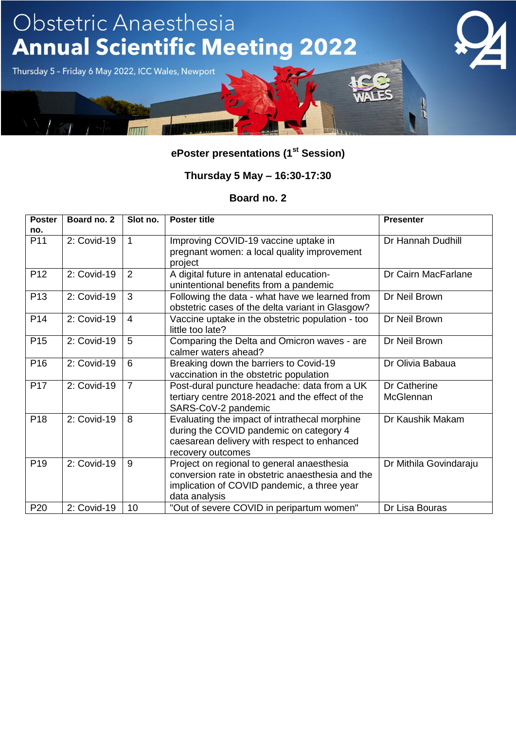# Obstetric Anaesthesia Annual Scientific Meeting 2022

Thursday 5 - Friday 6 May 2022, ICC Wales, Newport

## ePoster presentations (1st Session)

### Thursday 5 May – 16:30-17:30

### Board no. 2

| Poster no. | Board no. 2 | Slot no. | Poster title | Presenter |
|---|---|---|---|---|
| P11 | 2: Covid-19 | 1 | Improving COVID-19 vaccine uptake in pregnant women: a local quality improvement project | Dr Hannah Dudhill |
| P12 | 2: Covid-19 | 2 | A digital future in antenatal education- unintentional benefits from a pandemic | Dr Cairn MacFarlane |
| P13 | 2: Covid-19 | 3 | Following the data - what have we learned from obstetric cases of the delta variant in Glasgow? | Dr Neil Brown |
| P14 | 2: Covid-19 | 4 | Vaccine uptake in the obstetric population - too little too late? | Dr Neil Brown |
| P15 | 2: Covid-19 | 5 | Comparing the Delta and Omicron waves - are calmer waters ahead? | Dr Neil Brown |
| P16 | 2: Covid-19 | 6 | Breaking down the barriers to Covid-19 vaccination in the obstetric population | Dr Olivia Babaua |
| P17 | 2: Covid-19 | 7 | Post-dural puncture headache: data from a UK tertiary centre 2018-2021 and the effect of the SARS-CoV-2 pandemic | Dr Catherine McGlennan |
| P18 | 2: Covid-19 | 8 | Evaluating the impact of intrathecal morphine during the COVID pandemic on category 4 caesarean delivery with respect to enhanced recovery outcomes | Dr Kaushik Makam |
| P19 | 2: Covid-19 | 9 | Project on regional to general anaesthesia conversion rate in obstetric anaesthesia and the implication of COVID pandemic, a three year data analysis | Dr Mithila Govindaraju |
| P20 | 2: Covid-19 | 10 | "Out of severe COVID in peripartum women" | Dr Lisa Bouras |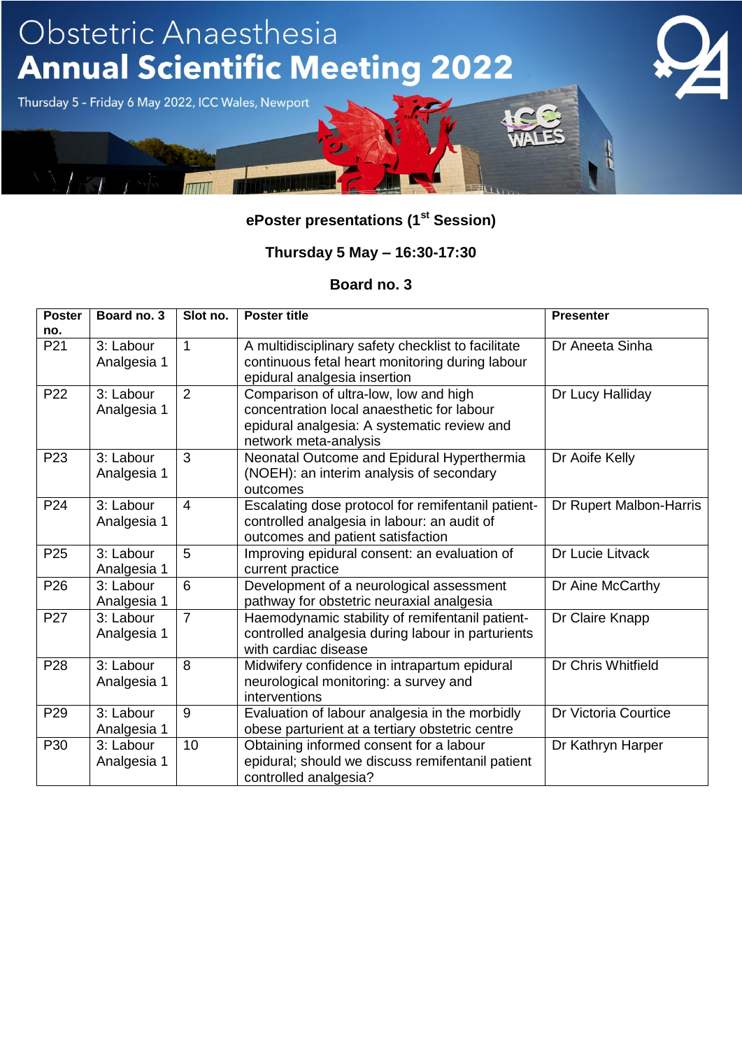# Obstetric Anaesthesia
# Annual Scientific Meeting 2022

Thursday 5 - Friday 6 May 2022, ICC Wales, Newport

## ePoster presentations (1st Session)

### Thursday 5 May – 16:30-17:30

### Board no. 3

| Poster no. | Board no. 3 | Slot no. | Poster title | Presenter |
|---|---|---|---|---|
| P21 | 3: Labour Analgesia 1 | 1 | A multidisciplinary safety checklist to facilitate continuous fetal heart monitoring during labour epidural analgesia insertion | Dr Aneeta Sinha |
| P22 | 3: Labour Analgesia 1 | 2 | Comparison of ultra-low, low and high concentration local anaesthetic for labour epidural analgesia: A systematic review and network meta-analysis | Dr Lucy Halliday |
| P23 | 3: Labour Analgesia 1 | 3 | Neonatal Outcome and Epidural Hyperthermia (NOEH): an interim analysis of secondary outcomes | Dr Aoife Kelly |
| P24 | 3: Labour Analgesia 1 | 4 | Escalating dose protocol for remifentanil patient-controlled analgesia in labour: an audit of outcomes and patient satisfaction | Dr Rupert Malbon-Harris |
| P25 | 3: Labour Analgesia 1 | 5 | Improving epidural consent: an evaluation of current practice | Dr Lucie Litvack |
| P26 | 3: Labour Analgesia 1 | 6 | Development of a neurological assessment pathway for obstetric neuraxial analgesia | Dr Aine McCarthy |
| P27 | 3: Labour Analgesia 1 | 7 | Haemodynamic stability of remifentanil patient-controlled analgesia during labour in parturients with cardiac disease | Dr Claire Knapp |
| P28 | 3: Labour Analgesia 1 | 8 | Midwifery confidence in intrapartum epidural neurological monitoring: a survey and interventions | Dr Chris Whitfield |
| P29 | 3: Labour Analgesia 1 | 9 | Evaluation of labour analgesia in the morbidly obese parturient at a tertiary obstetric centre | Dr Victoria Courtice |
| P30 | 3: Labour Analgesia 1 | 10 | Obtaining informed consent for a labour epidural; should we discuss remifentanil patient controlled analgesia? | Dr Kathryn Harper |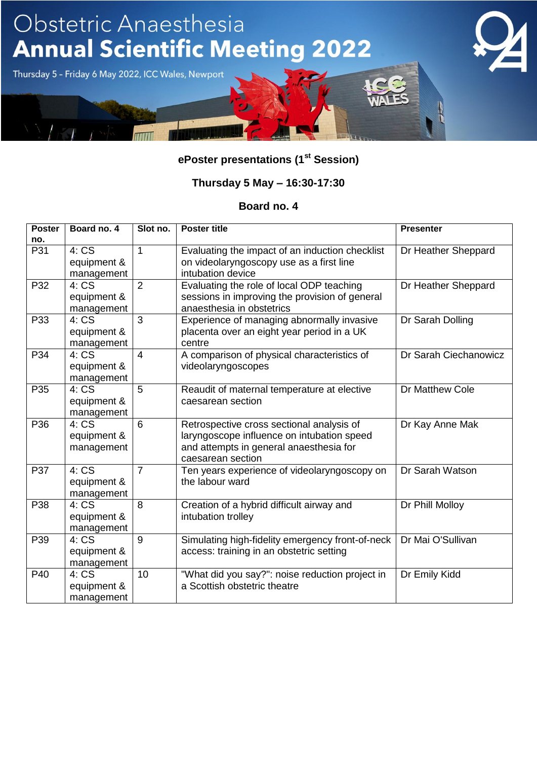# Obstetric Anaesthesia Annual Scientific Meeting 2022

Thursday 5 - Friday 6 May 2022, ICC Wales, Newport

**ePoster presentations (1st Session)**

**Thursday 5 May – 16:30-17:30**

**Board no. 4**

| Poster no. | Board no. 4 | Slot no. | Poster title | Presenter |
|---|---|---|---|---|
| P31 | 4: CS equipment & management | 1 | Evaluating the impact of an induction checklist on videolaryngoscopy use as a first line intubation device | Dr Heather Sheppard |
| P32 | 4: CS equipment & management | 2 | Evaluating the role of local ODP teaching sessions in improving the provision of general anaesthesia in obstetrics | Dr Heather Sheppard |
| P33 | 4: CS equipment & management | 3 | Experience of managing abnormally invasive placenta over an eight year period in a UK centre | Dr Sarah Dolling |
| P34 | 4: CS equipment & management | 4 | A comparison of physical characteristics of videolaryngoscopes | Dr Sarah Ciechanowicz |
| P35 | 4: CS equipment & management | 5 | Reaudit of maternal temperature at elective caesarean section | Dr Matthew Cole |
| P36 | 4: CS equipment & management | 6 | Retrospective cross sectional analysis of laryngoscope influence on intubation speed and attempts in general anaesthesia for caesarean section | Dr Kay Anne Mak |
| P37 | 4: CS equipment & management | 7 | Ten years experience of videolaryngoscopy on the labour ward | Dr Sarah Watson |
| P38 | 4: CS equipment & management | 8 | Creation of a hybrid difficult airway and intubation trolley | Dr Phill Molloy |
| P39 | 4: CS equipment & management | 9 | Simulating high-fidelity emergency front-of-neck access: training in an obstetric setting | Dr Mai O'Sullivan |
| P40 | 4: CS equipment & management | 10 | "What did you say?": noise reduction project in a Scottish obstetric theatre | Dr Emily Kidd |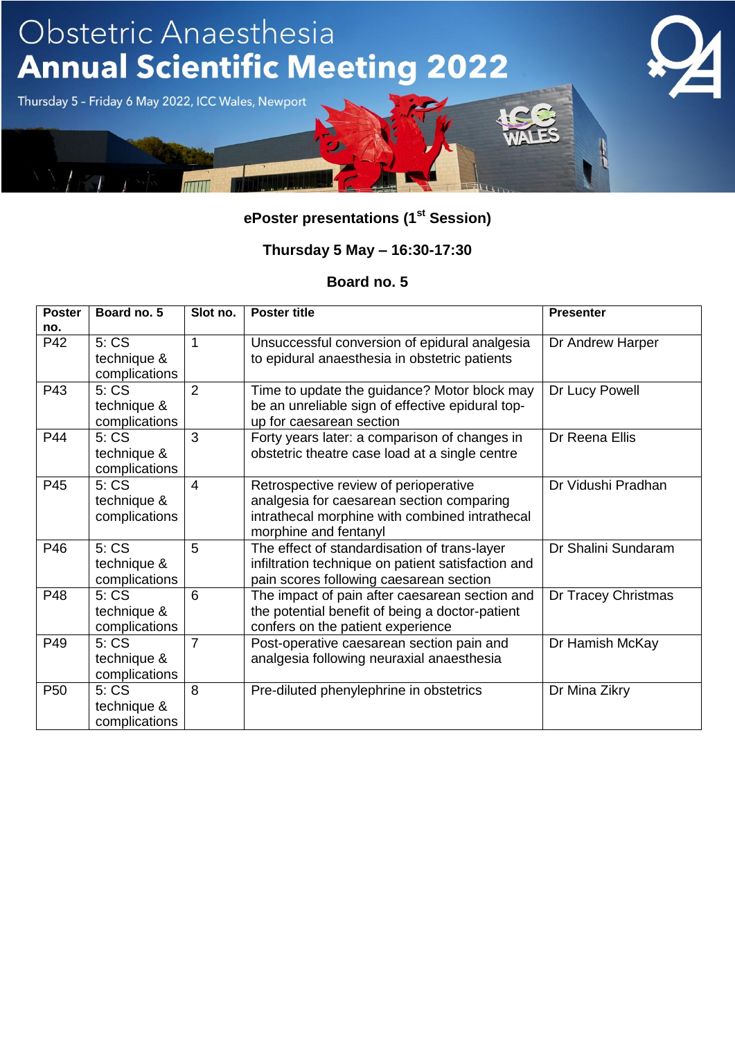# Obstetric Anaesthesia Annual Scientific Meeting 2022

Thursday 5 - Friday 6 May 2022, ICC Wales, Newport

**ePoster presentations (1st Session)**

**Thursday 5 May – 16:30-17:30**

**Board no. 5**

| Poster no. | Board no. 5 | Slot no. | Poster title | Presenter |
|---|---|---|---|---|
| P42 | 5: CS technique & complications | 1 | Unsuccessful conversion of epidural analgesia to epidural anaesthesia in obstetric patients | Dr Andrew Harper |
| P43 | 5: CS technique & complications | 2 | Time to update the guidance? Motor block may be an unreliable sign of effective epidural top-up for caesarean section | Dr Lucy Powell |
| P44 | 5: CS technique & complications | 3 | Forty years later: a comparison of changes in obstetric theatre case load at a single centre | Dr Reena Ellis |
| P45 | 5: CS technique & complications | 4 | Retrospective review of perioperative analgesia for caesarean section comparing intrathecal morphine with combined intrathecal morphine and fentanyl | Dr Vidushi Pradhan |
| P46 | 5: CS technique & complications | 5 | The effect of standardisation of trans-layer infiltration technique on patient satisfaction and pain scores following caesarean section | Dr Shalini Sundaram |
| P48 | 5: CS technique & complications | 6 | The impact of pain after caesarean section and the potential benefit of being a doctor-patient confers on the patient experience | Dr Tracey Christmas |
| P49 | 5: CS technique & complications | 7 | Post-operative caesarean section pain and analgesia following neuraxial anaesthesia | Dr Hamish McKay |
| P50 | 5: CS technique & complications | 8 | Pre-diluted phenylephrine in obstetrics | Dr Mina Zikry |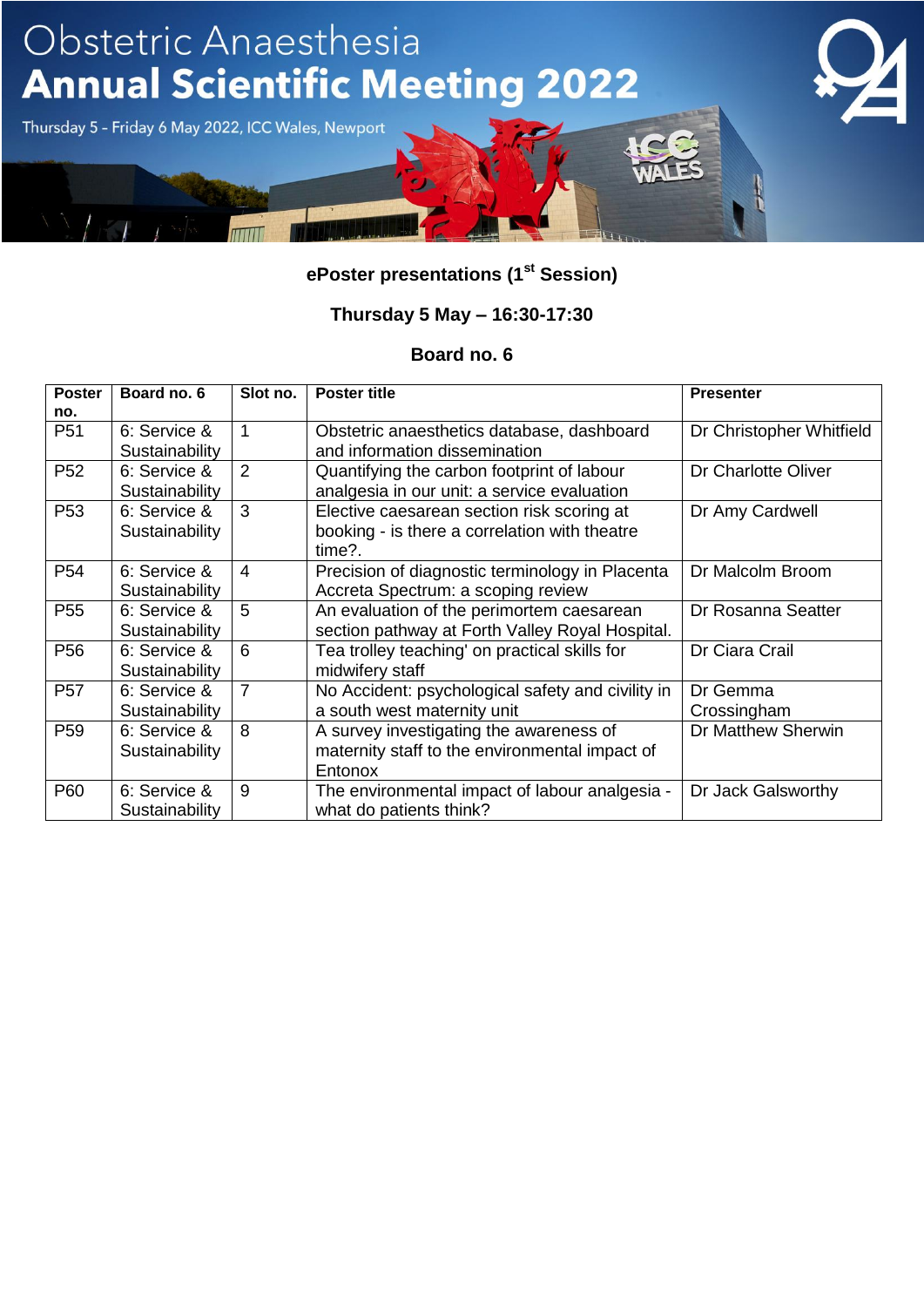# Obstetric Anaesthesia
# Annual Scientific Meeting 2022

Thursday 5 – Friday 6 May 2022, ICC Wales, Newport

**ePoster presentations (1st Session)**

**Thursday 5 May – 16:30-17:30**

**Board no. 6**

| Poster no. | Board no. 6 | Slot no. | Poster title | Presenter |
|---|---|---|---|---|
| P51 | 6: Service & Sustainability | 1 | Obstetric anaesthetics database, dashboard and information dissemination | Dr Christopher Whitfield |
| P52 | 6: Service & Sustainability | 2 | Quantifying the carbon footprint of labour analgesia in our unit: a service evaluation | Dr Charlotte Oliver |
| P53 | 6: Service & Sustainability | 3 | Elective caesarean section risk scoring at booking - is there a correlation with theatre time?. | Dr Amy Cardwell |
| P54 | 6: Service & Sustainability | 4 | Precision of diagnostic terminology in Placenta Accreta Spectrum: a scoping review | Dr Malcolm Broom |
| P55 | 6: Service & Sustainability | 5 | An evaluation of the perimortem caesarean section pathway at Forth Valley Royal Hospital. | Dr Rosanna Seatter |
| P56 | 6: Service & Sustainability | 6 | Tea trolley teaching' on practical skills for midwifery staff | Dr Ciara Crail |
| P57 | 6: Service & Sustainability | 7 | No Accident: psychological safety and civility in a south west maternity unit | Dr Gemma Crossingham |
| P59 | 6: Service & Sustainability | 8 | A survey investigating the awareness of maternity staff to the environmental impact of Entonox | Dr Matthew Sherwin |
| P60 | 6: Service & Sustainability | 9 | The environmental impact of labour analgesia - what do patients think? | Dr Jack Galsworthy |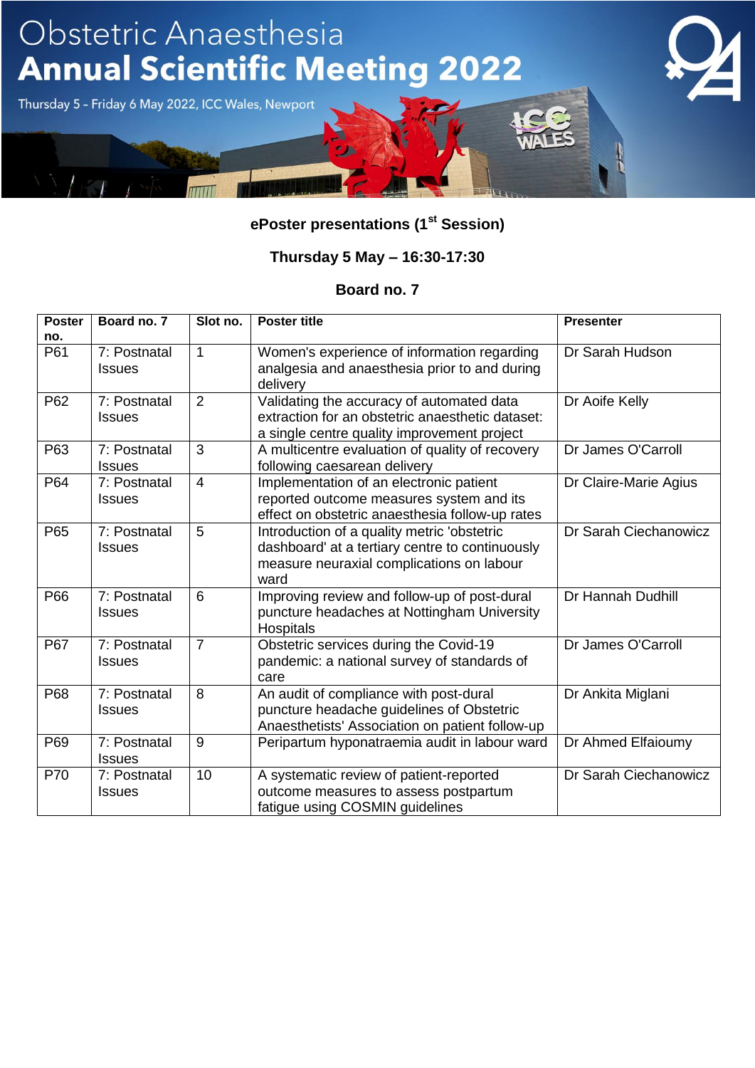# Obstetric Anaesthesia Annual Scientific Meeting 2022

Thursday 5 – Friday 6 May 2022, ICC Wales, Newport

**ePoster presentations (1st Session)**

**Thursday 5 May – 16:30-17:30**

**Board no. 7**

| Poster no. | Board no. 7 | Slot no. | Poster title | Presenter |
|---|---|---|---|---|
| P61 | 7: Postnatal Issues | 1 | Women's experience of information regarding analgesia and anaesthesia prior to and during delivery | Dr Sarah Hudson |
| P62 | 7: Postnatal Issues | 2 | Validating the accuracy of automated data extraction for an obstetric anaesthetic dataset: a single centre quality improvement project | Dr Aoife Kelly |
| P63 | 7: Postnatal Issues | 3 | A multicentre evaluation of quality of recovery following caesarean delivery | Dr James O'Carroll |
| P64 | 7: Postnatal Issues | 4 | Implementation of an electronic patient reported outcome measures system and its effect on obstetric anaesthesia follow-up rates | Dr Claire-Marie Agius |
| P65 | 7: Postnatal Issues | 5 | Introduction of a quality metric 'obstetric dashboard' at a tertiary centre to continuously measure neuraxial complications on labour ward | Dr Sarah Ciechanowicz |
| P66 | 7: Postnatal Issues | 6 | Improving review and follow-up of post-dural puncture headaches at Nottingham University Hospitals | Dr Hannah Dudhill |
| P67 | 7: Postnatal Issues | 7 | Obstetric services during the Covid-19 pandemic: a national survey of standards of care | Dr James O'Carroll |
| P68 | 7: Postnatal Issues | 8 | An audit of compliance with post-dural puncture headache guidelines of Obstetric Anaesthetists' Association on patient follow-up | Dr Ankita Miglani |
| P69 | 7: Postnatal Issues | 9 | Peripartum hyponatraemia audit in labour ward | Dr Ahmed Elfaioumy |
| P70 | 7: Postnatal Issues | 10 | A systematic review of patient-reported outcome measures to assess postpartum fatigue using COSMIN guidelines | Dr Sarah Ciechanowicz |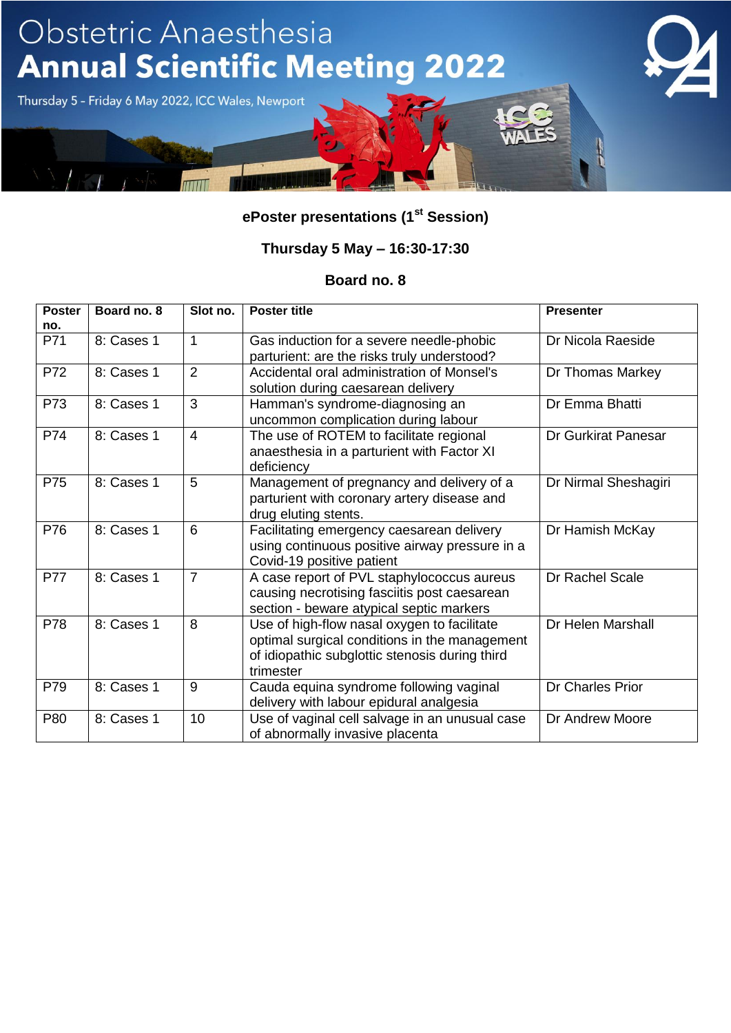# Obstetric Anaesthesia Annual Scientific Meeting 2022

Thursday 5 - Friday 6 May 2022, ICC Wales, Newport

**ePoster presentations (1st Session)**

**Thursday 5 May – 16:30-17:30**

**Board no. 8**

| Poster no. | Board no. 8 | Slot no. | Poster title | Presenter |
|---|---|---|---|---|
| P71 | 8: Cases 1 | 1 | Gas induction for a severe needle-phobic parturient: are the risks truly understood? | Dr Nicola Raeside |
| P72 | 8: Cases 1 | 2 | Accidental oral administration of Monsel's solution during caesarean delivery | Dr Thomas Markey |
| P73 | 8: Cases 1 | 3 | Hamman's syndrome-diagnosing an uncommon complication during labour | Dr Emma Bhatti |
| P74 | 8: Cases 1 | 4 | The use of ROTEM to facilitate regional anaesthesia in a parturient with Factor XI deficiency | Dr Gurkirat Panesar |
| P75 | 8: Cases 1 | 5 | Management of pregnancy and delivery of a parturient with coronary artery disease and drug eluting stents. | Dr Nirmal Sheshagiri |
| P76 | 8: Cases 1 | 6 | Facilitating emergency caesarean delivery using continuous positive airway pressure in a Covid-19 positive patient | Dr Hamish McKay |
| P77 | 8: Cases 1 | 7 | A case report of PVL staphylococcus aureus causing necrotising fasciitis post caesarean section - beware atypical septic markers | Dr Rachel Scale |
| P78 | 8: Cases 1 | 8 | Use of high-flow nasal oxygen to facilitate optimal surgical conditions in the management of idiopathic subglottic stenosis during third trimester | Dr Helen Marshall |
| P79 | 8: Cases 1 | 9 | Cauda equina syndrome following vaginal delivery with labour epidural analgesia | Dr Charles Prior |
| P80 | 8: Cases 1 | 10 | Use of vaginal cell salvage in an unusual case of abnormally invasive placenta | Dr Andrew Moore |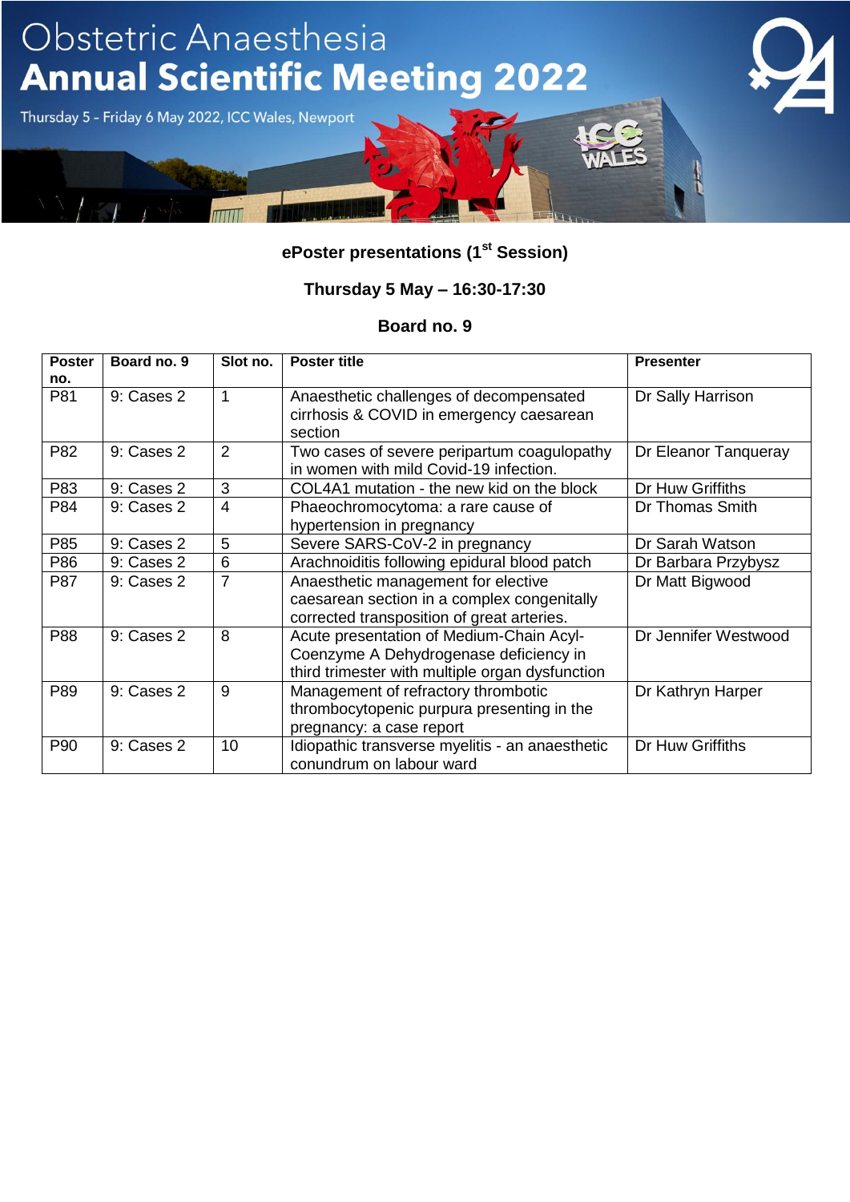# Obstetric Anaesthesia Annual Scientific Meeting 2022

Thursday 5 - Friday 6 May 2022, ICC Wales, Newport

**ePoster presentations (1st Session)**

**Thursday 5 May – 16:30-17:30**

**Board no. 9**

| Poster no. | Board no. 9 | Slot no. | Poster title | Presenter |
|---|---|---|---|---|
| P81 | 9: Cases 2 | 1 | Anaesthetic challenges of decompensated cirrhosis & COVID in emergency caesarean section | Dr Sally Harrison |
| P82 | 9: Cases 2 | 2 | Two cases of severe peripartum coagulopathy in women with mild Covid-19 infection. | Dr Eleanor Tanqueray |
| P83 | 9: Cases 2 | 3 | COL4A1 mutation - the new kid on the block | Dr Huw Griffiths |
| P84 | 9: Cases 2 | 4 | Phaeochromocytoma: a rare cause of hypertension in pregnancy | Dr Thomas Smith |
| P85 | 9: Cases 2 | 5 | Severe SARS-CoV-2 in pregnancy | Dr Sarah Watson |
| P86 | 9: Cases 2 | 6 | Arachnoiditis following epidural blood patch | Dr Barbara Przybysz |
| P87 | 9: Cases 2 | 7 | Anaesthetic management for elective caesarean section in a complex congenitally corrected transposition of great arteries. | Dr Matt Bigwood |
| P88 | 9: Cases 2 | 8 | Acute presentation of Medium-Chain Acyl-Coenzyme A Dehydrogenase deficiency in third trimester with multiple organ dysfunction | Dr Jennifer Westwood |
| P89 | 9: Cases 2 | 9 | Management of refractory thrombotic thrombocytopenic purpura presenting in the pregnancy: a case report | Dr Kathryn Harper |
| P90 | 9: Cases 2 | 10 | Idiopathic transverse myelitis - an anaesthetic conundrum on labour ward | Dr Huw Griffiths |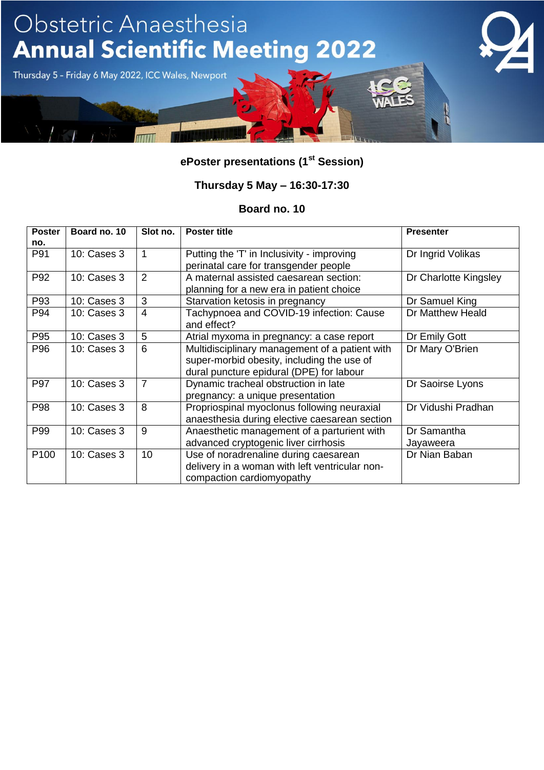# Obstetric Anaesthesia Annual Scientific Meeting 2022

Thursday 5 – Friday 6 May 2022, ICC Wales, Newport

## ePoster presentations (1st Session)

### Thursday 5 May – 16:30-17:30

### Board no. 10

| Poster no. | Board no. 10 | Slot no. | Poster title | Presenter |
|---|---|---|---|---|
| P91 | 10: Cases 3 | 1 | Putting the 'T' in Inclusivity - improving perinatal care for transgender people | Dr Ingrid Volikas |
| P92 | 10: Cases 3 | 2 | A maternal assisted caesarean section: planning for a new era in patient choice | Dr Charlotte Kingsley |
| P93 | 10: Cases 3 | 3 | Starvation ketosis in pregnancy | Dr Samuel King |
| P94 | 10: Cases 3 | 4 | Tachypnoea and COVID-19 infection: Cause and effect? | Dr Matthew Heald |
| P95 | 10: Cases 3 | 5 | Atrial myxoma in pregnancy: a case report | Dr Emily Gott |
| P96 | 10: Cases 3 | 6 | Multidisciplinary management of a patient with super-morbid obesity, including the use of dural puncture epidural (DPE) for labour | Dr Mary O'Brien |
| P97 | 10: Cases 3 | 7 | Dynamic tracheal obstruction in late pregnancy: a unique presentation | Dr Saoirse Lyons |
| P98 | 10: Cases 3 | 8 | Propriospinal myoclonus following neuraxial anaesthesia during elective caesarean section | Dr Vidushi Pradhan |
| P99 | 10: Cases 3 | 9 | Anaesthetic management of a parturient with advanced cryptogenic liver cirrhosis | Dr Samantha Jayaweera |
| P100 | 10: Cases 3 | 10 | Use of noradrenaline during caesarean delivery in a woman with left ventricular non-compaction cardiomyopathy | Dr Nian Baban |